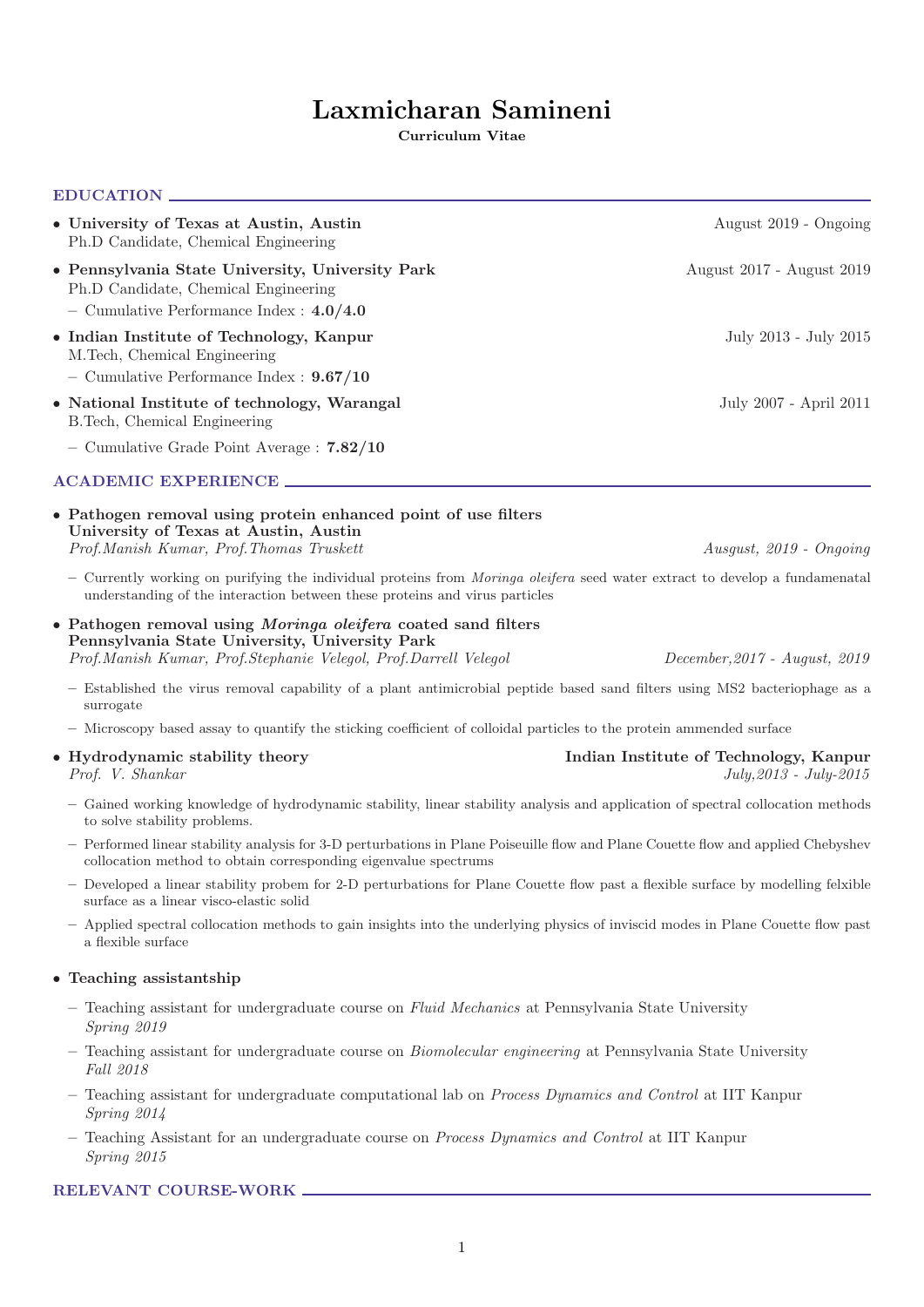# Laxmicharan Samineni

**Curriculum Vitae**

## EDUCATION

- **University of Texas at Austin, Austin** — August 2019 - Ongoing
  Ph.D Candidate, Chemical Engineering
- **Pennsylvania State University, University Park** — August 2017 - August 2019
  Ph.D Candidate, Chemical Engineering
  - Cumulative Performance Index : **4.0/4.0**
- **Indian Institute of Technology, Kanpur** — July 2013 - July 2015
  M.Tech, Chemical Engineering
  - Cumulative Performance Index : **9.67/10**
- **National Institute of technology, Warangal** — July 2007 - April 2011
  B.Tech, Chemical Engineering
  - Cumulative Grade Point Average : **7.82/10**

## ACADEMIC EXPERIENCE

- **Pathogen removal using protein enhanced point of use filters**
  **University of Texas at Austin, Austin**
  *Prof.Manish Kumar, Prof.Thomas Truskett* — *Ausgust, 2019 - Ongoing*
  - Currently working on purifying the individual proteins from *Moringa oleifera* seed water extract to develop a fundamenatal understanding of the interaction between these proteins and virus particles
- **Pathogen removal using *Moringa oleifera* coated sand filters**
  **Pennsylvania State University, University Park**
  *Prof.Manish Kumar, Prof.Stephanie Velegol, Prof.Darrell Velegol* — *December,2017 - August, 2019*
  - Established the virus removal capability of a plant antimicrobial peptide based sand filters using MS2 bacteriophage as a surrogate
  - Microscopy based assay to quantify the sticking coefficient of colloidal particles to the protein ammended surface
- **Hydrodynamic stability theory** — **Indian Institute of Technology, Kanpur**
  *Prof. V. Shankar* — *July,2013 - July-2015*
  - Gained working knowledge of hydrodynamic stability, linear stability analysis and application of spectral collocation methods to solve stability problems.
  - Performed linear stability analysis for 3-D perturbations in Plane Poiseuille flow and Plane Couette flow and applied Chebyshev collocation method to obtain corresponding eigenvalue spectrums
  - Developed a linear stability probem for 2-D perturbations for Plane Couette flow past a flexible surface by modelling felxible surface as a linear visco-elastic solid
  - Applied spectral collocation methods to gain insights into the underlying physics of inviscid modes in Plane Couette flow past a flexible surface
- **Teaching assistantship**
  - Teaching assistant for undergraduate course on *Fluid Mechanics* at Pennsylvania State University
    *Spring 2019*
  - Teaching assistant for undergraduate course on *Biomolecular engineering* at Pennsylvania State University
    *Fall 2018*
  - Teaching assistant for undergraduate computational lab on *Process Dynamics and Control* at IIT Kanpur
    *Spring 2014*
  - Teaching Assistant for an undergraduate course on *Process Dynamics and Control* at IIT Kanpur
    *Spring 2015*

## RELEVANT COURSE-WORK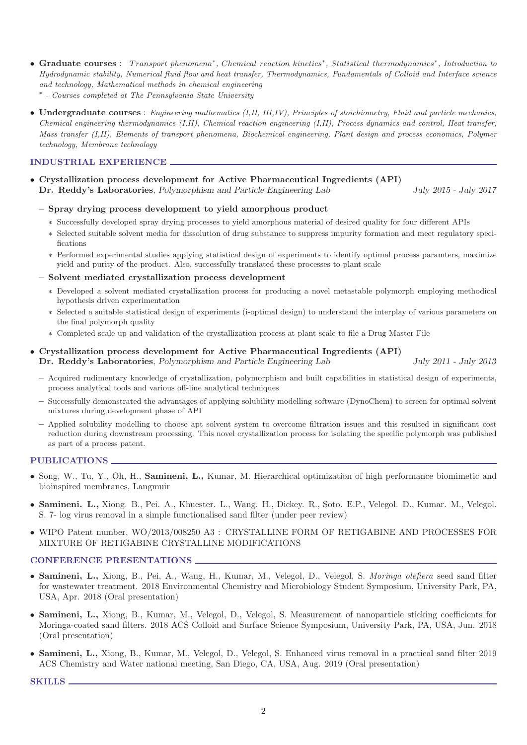- **Graduate courses** : *Transport phenomena\*, Chemical reaction kinetics\*, Statistical thermodynamics\*, Introduction to Hydrodynamic stability, Numerical fluid flow and heat transfer, Thermodynamics, Fundamentals of Colloid and Interface science and technology, Mathematical methods in chemical engineering*

  *\* - Courses completed at The Pennsylvania State University*

- **Undergraduate courses** : *Engineering mathematics (I,II, III,IV), Principles of stoichiometry, Fluid and particle mechanics, Chemical engineering thermodynamics (I,II), Chemical reaction engineering (I,II), Process dynamics and control, Heat transfer, Mass transfer (I,II), Elements of transport phenomena, Biochemical engineering, Plant design and process economics, Polymer technology, Membrane technology*

## INDUSTRIAL EXPERIENCE

- **Crystallization process development for Active Pharmaceutical Ingredients (API)**
  **Dr. Reddy's Laboratories**, *Polymorphism and Particle Engineering Lab* — *July 2015 - July 2017*
  - **Spray drying process development to yield amorphous product**
    - Successfully developed spray drying processes to yield amorphous material of desired quality for four different APIs
    - Selected suitable solvent media for dissolution of drug substance to suppress impurity formation and meet regulatory specifications
    - Performed experimental studies applying statistical design of experiments to identify optimal process paramters, maximize yield and purity of the product. Also, successfully translated these processes to plant scale
  - **Solvent mediated crystallization process development**
    - Developed a solvent mediated crystallization process for producing a novel metastable polymorph employing methodical hypothesis driven experimentation
    - Selected a suitable statistical design of experiments (i-optimal design) to understand the interplay of various parameters on the final polymorph quality
    - Completed scale up and validation of the crystallization process at plant scale to file a Drug Master File

- **Crystallization process development for Active Pharmaceutical Ingredients (API)**
  **Dr. Reddy's Laboratories**, *Polymorphism and Particle Engineering Lab* — *July 2011 - July 2013*
  - Acquired rudimentary knowledge of crystallization, polymorphism and built capabilities in statistical design of experiments, process analytical tools and various off-line analytical techniques
  - Successfully demonstrated the advantages of applying solubility modelling software (DynoChem) to screen for optimal solvent mixtures during development phase of API
  - Applied solubility modelling to choose apt solvent system to overcome filtration issues and this resulted in significant cost reduction during downstream processing. This novel crystallization process for isolating the specific polymorph was published as part of a process patent.

## PUBLICATIONS

- Song, W., Tu, Y., Oh, H., **Samineni, L.,** Kumar, M. Hierarchical optimization of high performance biomimetic and bioinspired membranes, Langmuir
- **Samineni. L.,** Xiong. B., Pei. A., Khuester. L., Wang. H., Dickey. R., Soto. E.P., Velegol. D., Kumar. M., Velegol. S. 7- log virus removal in a simple functionalised sand filter (under peer review)
- WIPO Patent number, WO/2013/008250 A3 : CRYSTALLINE FORM OF RETIGABINE AND PROCESSES FOR MIXTURE OF RETIGABINE CRYSTALLINE MODIFICATIONS

## CONFERENCE PRESENTATIONS

- **Samineni, L.,** Xiong, B., Pei, A., Wang, H., Kumar, M., Velegol, D., Velegol, S. *Moringa olefiera* seed sand filter for wastewater treatment. 2018 Environmental Chemistry and Microbiology Student Symposium, University Park, PA, USA, Apr. 2018 (Oral presentation)
- **Samineni, L.,** Xiong, B., Kumar, M., Velegol, D., Velegol, S. Measurement of nanoparticle sticking coefficients for Moringa-coated sand filters. 2018 ACS Colloid and Surface Science Symposium, University Park, PA, USA, Jun. 2018 (Oral presentation)
- **Samineni, L.,** Xiong, B., Kumar, M., Velegol, D., Velegol, S. Enhanced virus removal in a practical sand filter 2019 ACS Chemistry and Water national meeting, San Diego, CA, USA, Aug. 2019 (Oral presentation)

## SKILLS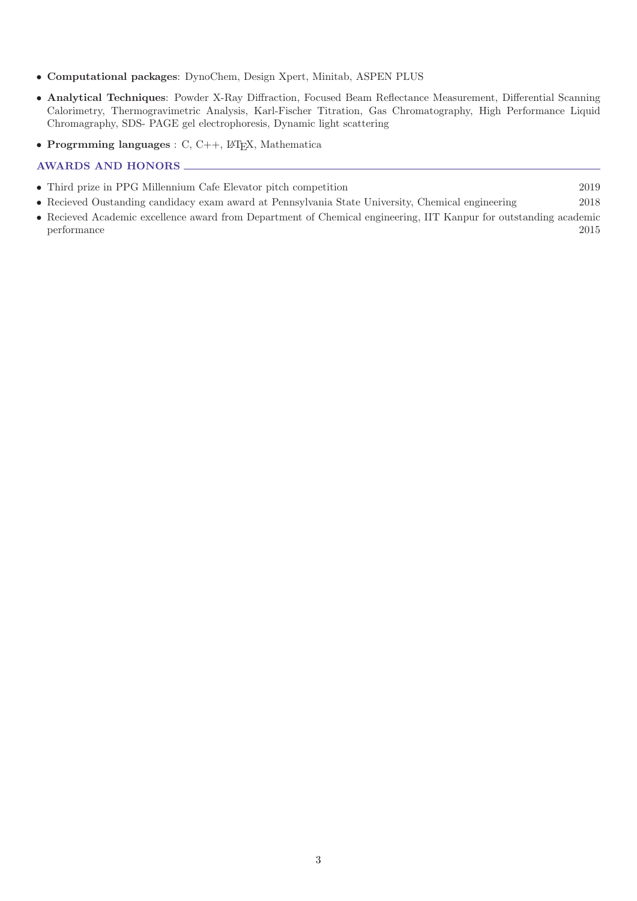- **Computational packages**: DynoChem, Design Xpert, Minitab, ASPEN PLUS
- **Analytical Techniques**: Powder X-Ray Diffraction, Focused Beam Reflectance Measurement, Differential Scanning Calorimetry, Thermogravimetric Analysis, Karl-Fischer Titration, Gas Chromatography, High Performance Liquid Chromagraphy, SDS- PAGE gel electrophoresis, Dynamic light scattering
- **Progrmming languages** : C, C++, LaTeX, Mathematica

## AWARDS AND HONORS

- Third prize in PPG Millennium Cafe Elevator pitch competition 2019
- Recieved Oustanding candidacy exam award at Pennsylvania State University, Chemical engineering 2018
- Recieved Academic excellence award from Department of Chemical engineering, IIT Kanpur for outstanding academic performance 2015